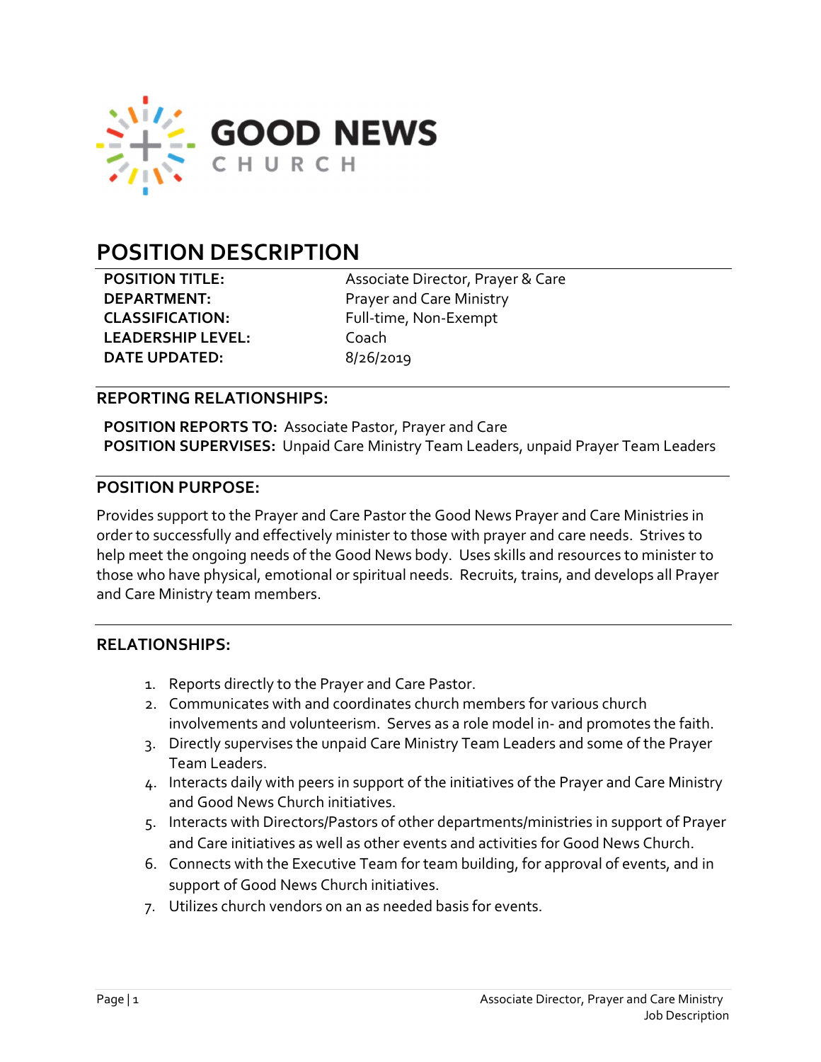GOOD NEWS CHURCH

# POSITION DESCRIPTION

**POSITION TITLE:** Associate Director, Prayer & Care
**DEPARTMENT:** Prayer and Care Ministry
**CLASSIFICATION:** Full-time, Non-Exempt
**LEADERSHIP LEVEL:** Coach
**DATE UPDATED:** 8/26/2019

## REPORTING RELATIONSHIPS:

**POSITION REPORTS TO:** Associate Pastor, Prayer and Care
**POSITION SUPERVISES:** Unpaid Care Ministry Team Leaders, unpaid Prayer Team Leaders

## POSITION PURPOSE:

Provides support to the Prayer and Care Pastor the Good News Prayer and Care Ministries in order to successfully and effectively minister to those with prayer and care needs. Strives to help meet the ongoing needs of the Good News body. Uses skills and resources to minister to those who have physical, emotional or spiritual needs. Recruits, trains, and develops all Prayer and Care Ministry team members.

## RELATIONSHIPS:

1. Reports directly to the Prayer and Care Pastor.
2. Communicates with and coordinates church members for various church involvements and volunteerism. Serves as a role model in- and promotes the faith.
3. Directly supervises the unpaid Care Ministry Team Leaders and some of the Prayer Team Leaders.
4. Interacts daily with peers in support of the initiatives of the Prayer and Care Ministry and Good News Church initiatives.
5. Interacts with Directors/Pastors of other departments/ministries in support of Prayer and Care initiatives as well as other events and activities for Good News Church.
6. Connects with the Executive Team for team building, for approval of events, and in support of Good News Church initiatives.
7. Utilizes church vendors on an as needed basis for events.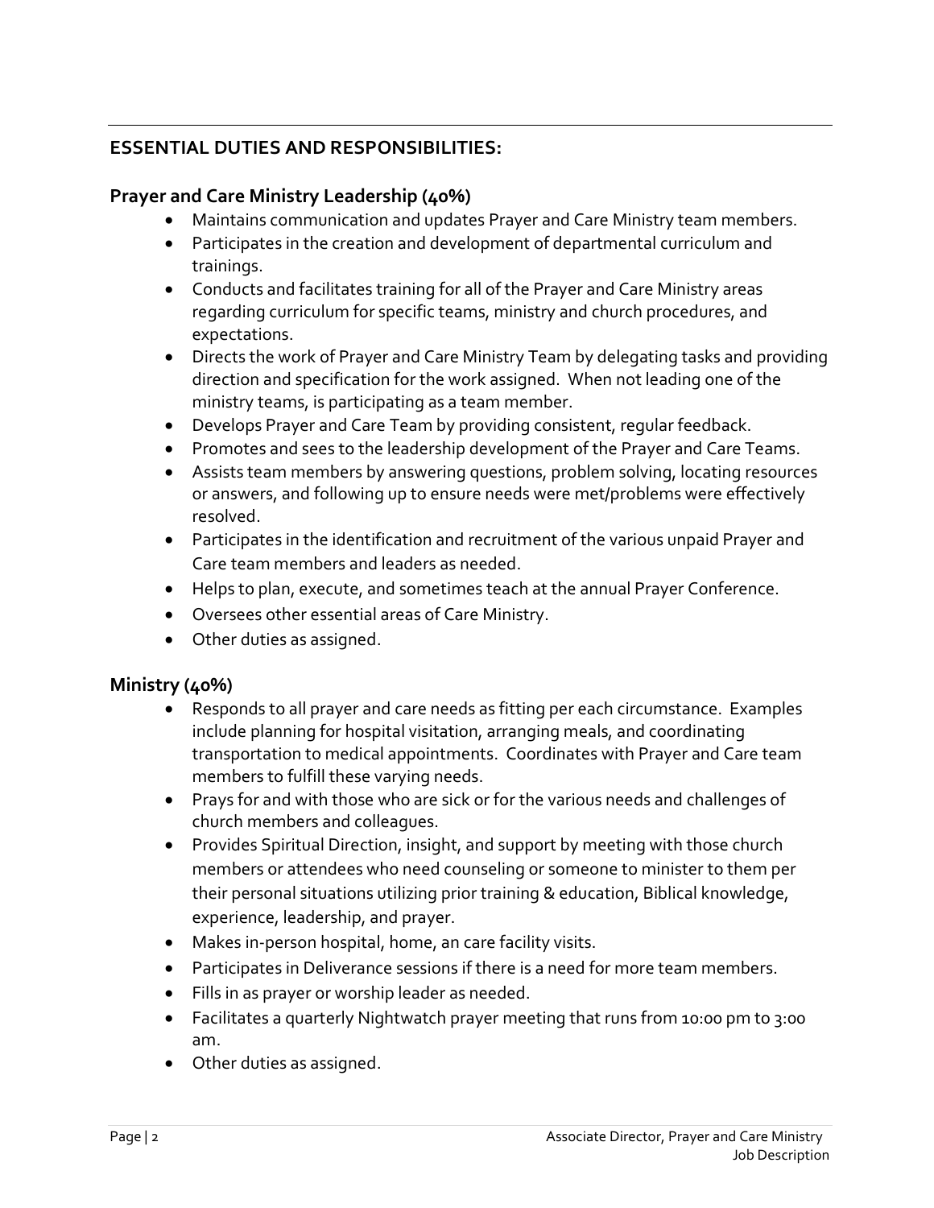## ESSENTIAL DUTIES AND RESPONSIBILITIES:

### Prayer and Care Ministry Leadership (40%)

- Maintains communication and updates Prayer and Care Ministry team members.
- Participates in the creation and development of departmental curriculum and trainings.
- Conducts and facilitates training for all of the Prayer and Care Ministry areas regarding curriculum for specific teams, ministry and church procedures, and expectations.
- Directs the work of Prayer and Care Ministry Team by delegating tasks and providing direction and specification for the work assigned. When not leading one of the ministry teams, is participating as a team member.
- Develops Prayer and Care Team by providing consistent, regular feedback.
- Promotes and sees to the leadership development of the Prayer and Care Teams.
- Assists team members by answering questions, problem solving, locating resources or answers, and following up to ensure needs were met/problems were effectively resolved.
- Participates in the identification and recruitment of the various unpaid Prayer and Care team members and leaders as needed.
- Helps to plan, execute, and sometimes teach at the annual Prayer Conference.
- Oversees other essential areas of Care Ministry.
- Other duties as assigned.

### Ministry (40%)

- Responds to all prayer and care needs as fitting per each circumstance. Examples include planning for hospital visitation, arranging meals, and coordinating transportation to medical appointments. Coordinates with Prayer and Care team members to fulfill these varying needs.
- Prays for and with those who are sick or for the various needs and challenges of church members and colleagues.
- Provides Spiritual Direction, insight, and support by meeting with those church members or attendees who need counseling or someone to minister to them per their personal situations utilizing prior training & education, Biblical knowledge, experience, leadership, and prayer.
- Makes in-person hospital, home, an care facility visits.
- Participates in Deliverance sessions if there is a need for more team members.
- Fills in as prayer or worship leader as needed.
- Facilitates a quarterly Nightwatch prayer meeting that runs from 10:00 pm to 3:00 am.
- Other duties as assigned.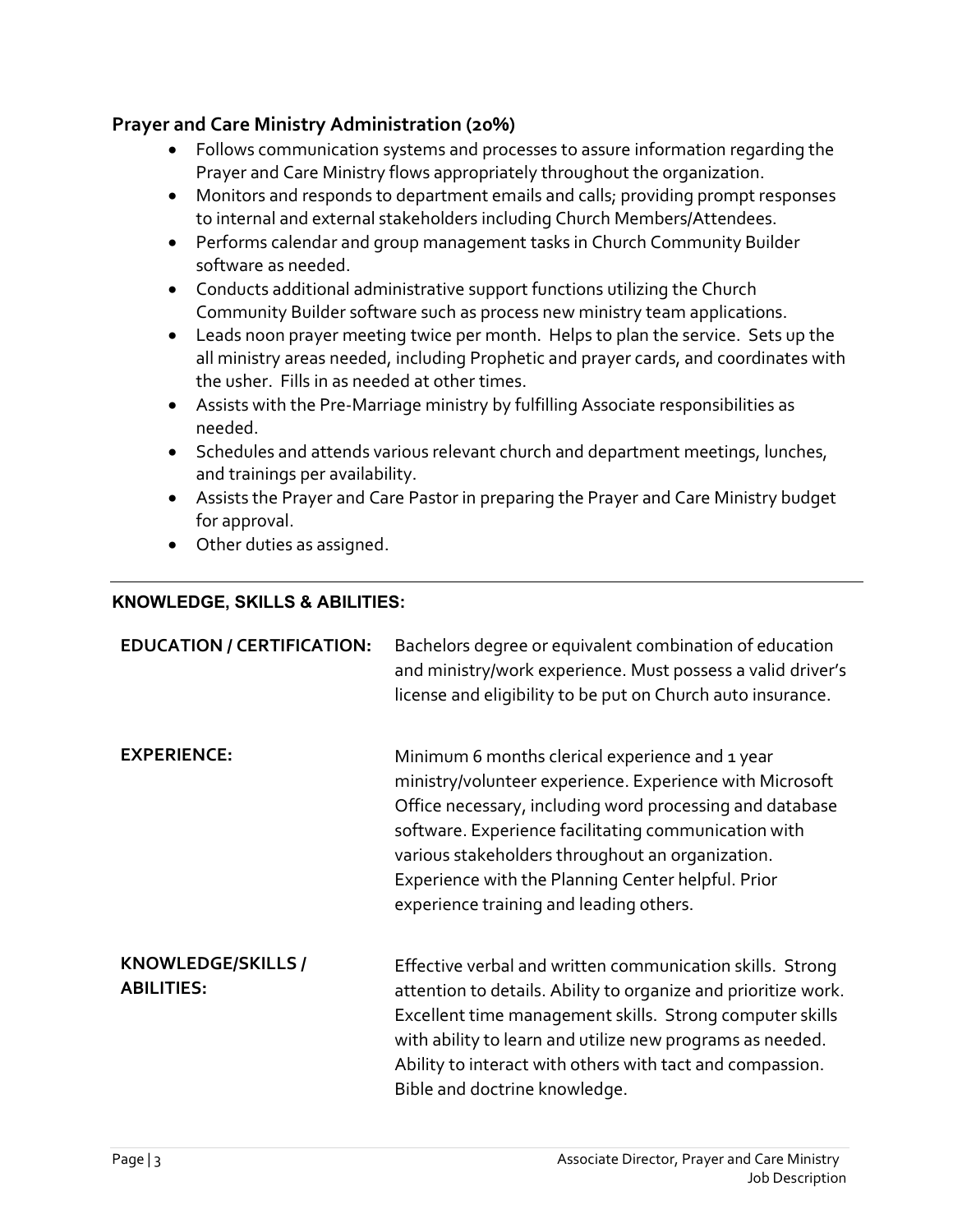### Prayer and Care Ministry Administration (20%)

- Follows communication systems and processes to assure information regarding the Prayer and Care Ministry flows appropriately throughout the organization.
- Monitors and responds to department emails and calls; providing prompt responses to internal and external stakeholders including Church Members/Attendees.
- Performs calendar and group management tasks in Church Community Builder software as needed.
- Conducts additional administrative support functions utilizing the Church Community Builder software such as process new ministry team applications.
- Leads noon prayer meeting twice per month. Helps to plan the service. Sets up the all ministry areas needed, including Prophetic and prayer cards, and coordinates with the usher. Fills in as needed at other times.
- Assists with the Pre-Marriage ministry by fulfilling Associate responsibilities as needed.
- Schedules and attends various relevant church and department meetings, lunches, and trainings per availability.
- Assists the Prayer and Care Pastor in preparing the Prayer and Care Ministry budget for approval.
- Other duties as assigned.

---

## KNOWLEDGE, SKILLS & ABILITIES:

**EDUCATION / CERTIFICATION:** Bachelors degree or equivalent combination of education and ministry/work experience. Must possess a valid driver's license and eligibility to be put on Church auto insurance.

**EXPERIENCE:** Minimum 6 months clerical experience and 1 year ministry/volunteer experience. Experience with Microsoft Office necessary, including word processing and database software. Experience facilitating communication with various stakeholders throughout an organization. Experience with the Planning Center helpful. Prior experience training and leading others.

**KNOWLEDGE/SKILLS / ABILITIES:** Effective verbal and written communication skills. Strong attention to details. Ability to organize and prioritize work. Excellent time management skills. Strong computer skills with ability to learn and utilize new programs as needed. Ability to interact with others with tact and compassion. Bible and doctrine knowledge.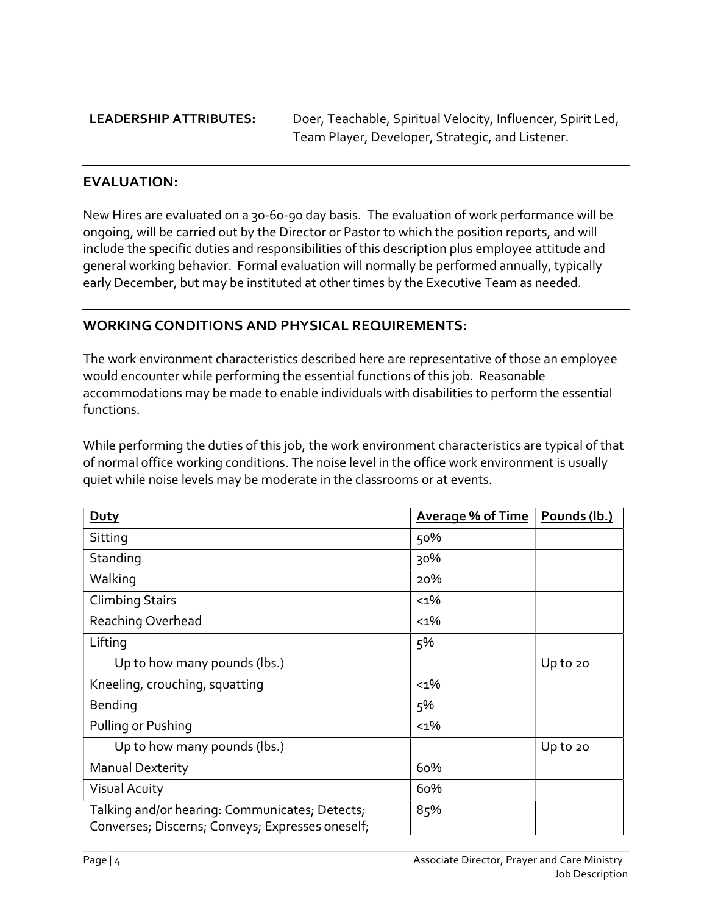**LEADERSHIP ATTRIBUTES:** Doer, Teachable, Spiritual Velocity, Influencer, Spirit Led, Team Player, Developer, Strategic, and Listener.

---

## EVALUATION:

New Hires are evaluated on a 30-60-90 day basis. The evaluation of work performance will be ongoing, will be carried out by the Director or Pastor to which the position reports, and will include the specific duties and responsibilities of this description plus employee attitude and general working behavior. Formal evaluation will normally be performed annually, typically early December, but may be instituted at other times by the Executive Team as needed.

---

## WORKING CONDITIONS AND PHYSICAL REQUIREMENTS:

The work environment characteristics described here are representative of those an employee would encounter while performing the essential functions of this job. Reasonable accommodations may be made to enable individuals with disabilities to perform the essential functions.

While performing the duties of this job, the work environment characteristics are typical of that of normal office working conditions. The noise level in the office work environment is usually quiet while noise levels may be moderate in the classrooms or at events.

| Duty | Average % of Time | Pounds (lb.) |
|---|---|---|
| Sitting | 50% | |
| Standing | 30% | |
| Walking | 20% | |
| Climbing Stairs | <1% | |
| Reaching Overhead | <1% | |
| Lifting | 5% | |
| Up to how many pounds (lbs.) | | Up to 20 |
| Kneeling, crouching, squatting | <1% | |
| Bending | 5% | |
| Pulling or Pushing | <1% | |
| Up to how many pounds (lbs.) | | Up to 20 |
| Manual Dexterity | 60% | |
| Visual Acuity | 60% | |
| Talking and/or hearing: Communicates; Detects; Converses; Discerns; Conveys; Expresses oneself; | 85% | |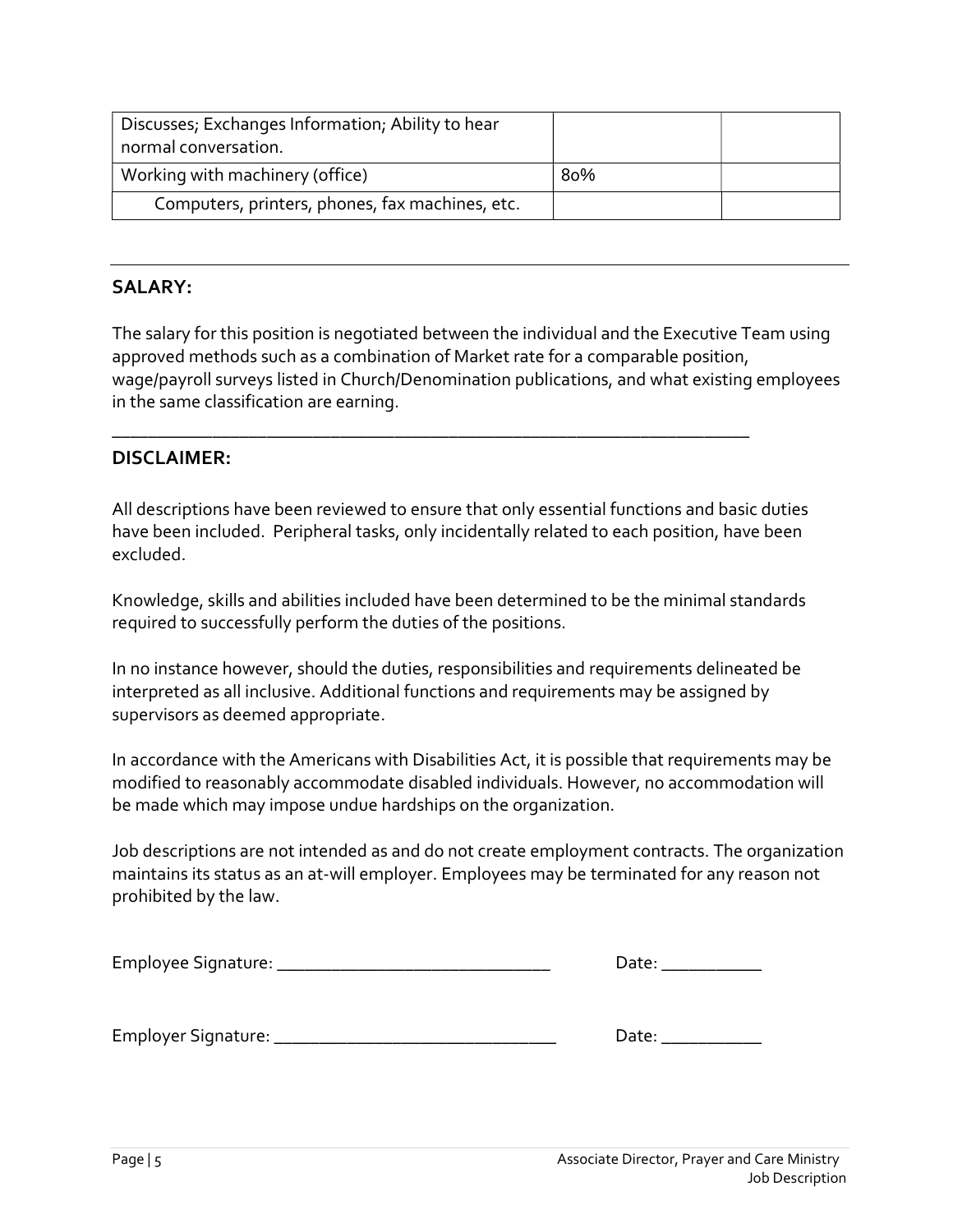| | | |
|---|---|---|
| Discusses; Exchanges Information; Ability to hear normal conversation. | | |
| Working with machinery (office) | 80% | |
| Computers, printers, phones, fax machines, etc. | | |

---

**SALARY:**

The salary for this position is negotiated between the individual and the Executive Team using approved methods such as a combination of Market rate for a comparable position, wage/payroll surveys listed in Church/Denomination publications, and what existing employees in the same classification are earning.

---

**DISCLAIMER:**

All descriptions have been reviewed to ensure that only essential functions and basic duties have been included. Peripheral tasks, only incidentally related to each position, have been excluded.

Knowledge, skills and abilities included have been determined to be the minimal standards required to successfully perform the duties of the positions.

In no instance however, should the duties, responsibilities and requirements delineated be interpreted as all inclusive. Additional functions and requirements may be assigned by supervisors as deemed appropriate.

In accordance with the Americans with Disabilities Act, it is possible that requirements may be modified to reasonably accommodate disabled individuals. However, no accommodation will be made which may impose undue hardships on the organization.

Job descriptions are not intended as and do not create employment contracts. The organization maintains its status as an at-will employer. Employees may be terminated for any reason not prohibited by the law.

Employee Signature: ______________________________ Date: ___________

Employer Signature: _______________________________ Date: ___________